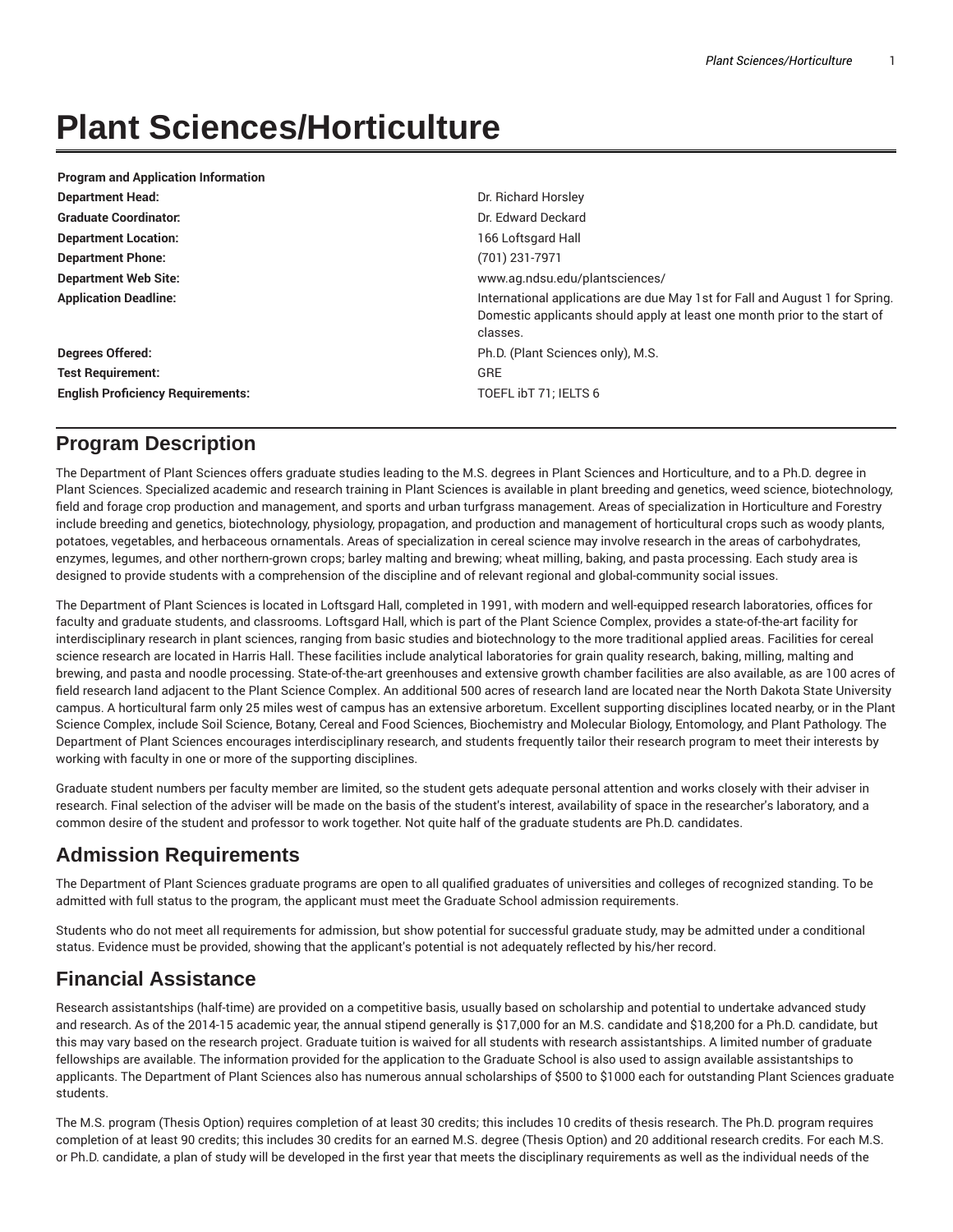# Plant Sciences/Horticulture

| Program and Application Information | |
|---|---|
| **Department Head:** | Dr. Richard Horsley |
| **Graduate Coordinator:** | Dr. Edward Deckard |
| **Department Location:** | 166 Loftsgard Hall |
| **Department Phone:** | (701) 231-7971 |
| **Department Web Site:** | www.ag.ndsu.edu/plantsciences/ |
| **Application Deadline:** | International applications are due May 1st for Fall and August 1 for Spring. Domestic applicants should apply at least one month prior to the start of classes. |
| **Degrees Offered:** | Ph.D. (Plant Sciences only), M.S. |
| **Test Requirement:** | GRE |
| **English Proficiency Requirements:** | TOEFL ibT 71; IELTS 6 |

## Program Description

The Department of Plant Sciences offers graduate studies leading to the M.S. degrees in Plant Sciences and Horticulture, and to a Ph.D. degree in Plant Sciences. Specialized academic and research training in Plant Sciences is available in plant breeding and genetics, weed science, biotechnology, field and forage crop production and management, and sports and urban turfgrass management. Areas of specialization in Horticulture and Forestry include breeding and genetics, biotechnology, physiology, propagation, and production and management of horticultural crops such as woody plants, potatoes, vegetables, and herbaceous ornamentals. Areas of specialization in cereal science may involve research in the areas of carbohydrates, enzymes, legumes, and other northern-grown crops; barley malting and brewing; wheat milling, baking, and pasta processing. Each study area is designed to provide students with a comprehension of the discipline and of relevant regional and global-community social issues.

The Department of Plant Sciences is located in Loftsgard Hall, completed in 1991, with modern and well-equipped research laboratories, offices for faculty and graduate students, and classrooms. Loftsgard Hall, which is part of the Plant Science Complex, provides a state-of-the-art facility for interdisciplinary research in plant sciences, ranging from basic studies and biotechnology to the more traditional applied areas. Facilities for cereal science research are located in Harris Hall. These facilities include analytical laboratories for grain quality research, baking, milling, malting and brewing, and pasta and noodle processing. State-of-the-art greenhouses and extensive growth chamber facilities are also available, as are 100 acres of field research land adjacent to the Plant Science Complex. An additional 500 acres of research land are located near the North Dakota State University campus. A horticultural farm only 25 miles west of campus has an extensive arboretum. Excellent supporting disciplines located nearby, or in the Plant Science Complex, include Soil Science, Botany, Cereal and Food Sciences, Biochemistry and Molecular Biology, Entomology, and Plant Pathology. The Department of Plant Sciences encourages interdisciplinary research, and students frequently tailor their research program to meet their interests by working with faculty in one or more of the supporting disciplines.

Graduate student numbers per faculty member are limited, so the student gets adequate personal attention and works closely with their adviser in research. Final selection of the adviser will be made on the basis of the student's interest, availability of space in the researcher's laboratory, and a common desire of the student and professor to work together. Not quite half of the graduate students are Ph.D. candidates.

## Admission Requirements

The Department of Plant Sciences graduate programs are open to all qualified graduates of universities and colleges of recognized standing. To be admitted with full status to the program, the applicant must meet the Graduate School admission requirements.

Students who do not meet all requirements for admission, but show potential for successful graduate study, may be admitted under a conditional status. Evidence must be provided, showing that the applicant's potential is not adequately reflected by his/her record.

## Financial Assistance

Research assistantships (half-time) are provided on a competitive basis, usually based on scholarship and potential to undertake advanced study and research. As of the 2014-15 academic year, the annual stipend generally is $17,000 for an M.S. candidate and $18,200 for a Ph.D. candidate, but this may vary based on the research project. Graduate tuition is waived for all students with research assistantships. A limited number of graduate fellowships are available. The information provided for the application to the Graduate School is also used to assign available assistantships to applicants. The Department of Plant Sciences also has numerous annual scholarships of $500 to $1000 each for outstanding Plant Sciences graduate students.

The M.S. program (Thesis Option) requires completion of at least 30 credits; this includes 10 credits of thesis research. The Ph.D. program requires completion of at least 90 credits; this includes 30 credits for an earned M.S. degree (Thesis Option) and 20 additional research credits. For each M.S. or Ph.D. candidate, a plan of study will be developed in the first year that meets the disciplinary requirements as well as the individual needs of the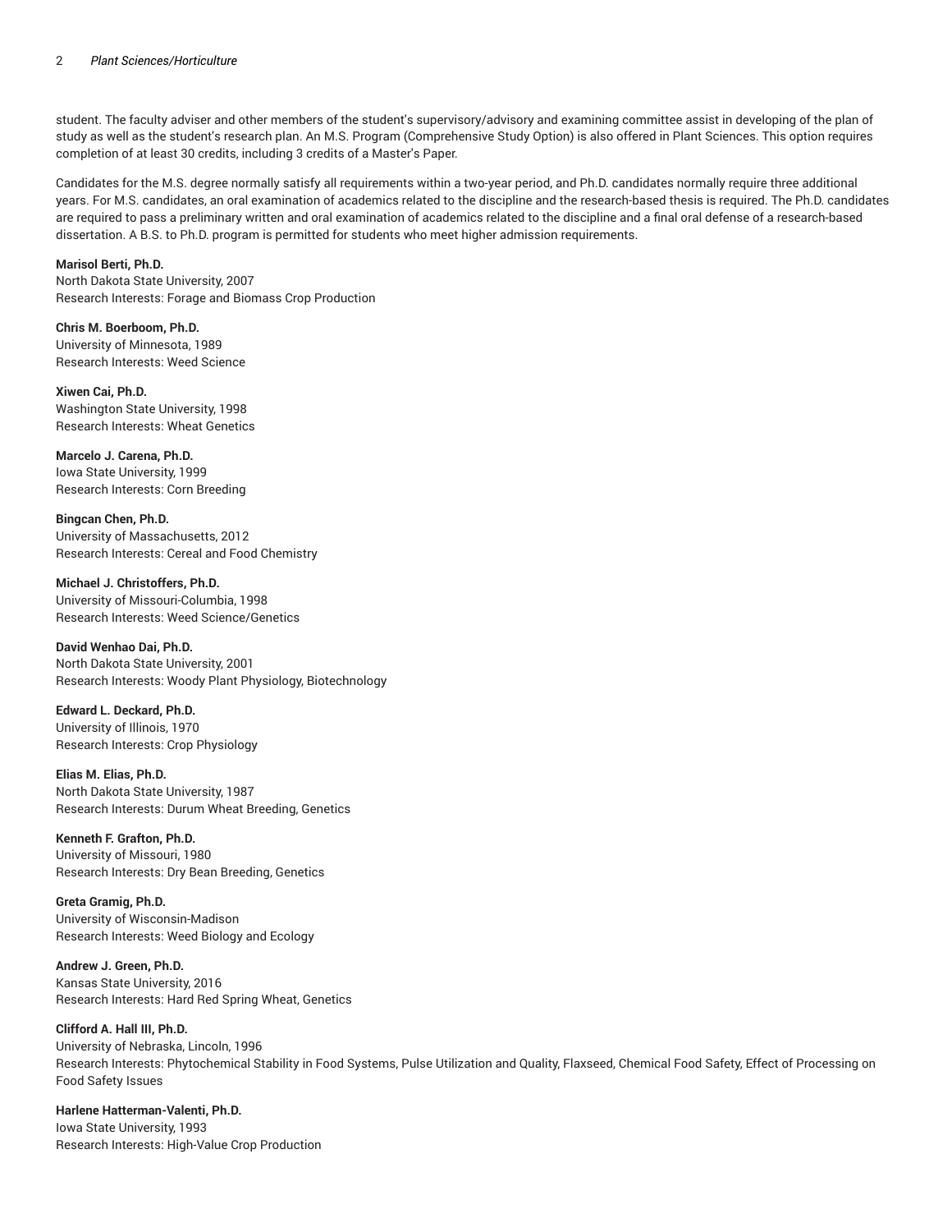student. The faculty adviser and other members of the student's supervisory/advisory and examining committee assist in developing of the plan of study as well as the student's research plan. An M.S. Program (Comprehensive Study Option) is also offered in Plant Sciences. This option requires completion of at least 30 credits, including 3 credits of a Master's Paper.

Candidates for the M.S. degree normally satisfy all requirements within a two-year period, and Ph.D. candidates normally require three additional years. For M.S. candidates, an oral examination of academics related to the discipline and the research-based thesis is required. The Ph.D. candidates are required to pass a preliminary written and oral examination of academics related to the discipline and a final oral defense of a research-based dissertation. A B.S. to Ph.D. program is permitted for students who meet higher admission requirements.

**Marisol Berti, Ph.D.**
North Dakota State University, 2007
Research Interests: Forage and Biomass Crop Production

**Chris M. Boerboom, Ph.D.**
University of Minnesota, 1989
Research Interests: Weed Science

**Xiwen Cai, Ph.D.**
Washington State University, 1998
Research Interests: Wheat Genetics

**Marcelo J. Carena, Ph.D.**
Iowa State University, 1999
Research Interests: Corn Breeding

**Bingcan Chen, Ph.D.**
University of Massachusetts, 2012
Research Interests: Cereal and Food Chemistry

**Michael J. Christoffers, Ph.D.**
University of Missouri-Columbia, 1998
Research Interests: Weed Science/Genetics

**David Wenhao Dai, Ph.D.**
North Dakota State University, 2001
Research Interests: Woody Plant Physiology, Biotechnology

**Edward L. Deckard, Ph.D.**
University of Illinois, 1970
Research Interests: Crop Physiology

**Elias M. Elias, Ph.D.**
North Dakota State University, 1987
Research Interests: Durum Wheat Breeding, Genetics

**Kenneth F. Grafton, Ph.D.**
University of Missouri, 1980
Research Interests: Dry Bean Breeding, Genetics

**Greta Gramig, Ph.D.**
University of Wisconsin-Madison
Research Interests: Weed Biology and Ecology

**Andrew J. Green, Ph.D.**
Kansas State University, 2016
Research Interests: Hard Red Spring Wheat, Genetics

**Clifford A. Hall III, Ph.D.**
University of Nebraska, Lincoln, 1996
Research Interests: Phytochemical Stability in Food Systems, Pulse Utilization and Quality, Flaxseed, Chemical Food Safety, Effect of Processing on Food Safety Issues

**Harlene Hatterman-Valenti, Ph.D.**
Iowa State University, 1993
Research Interests: High-Value Crop Production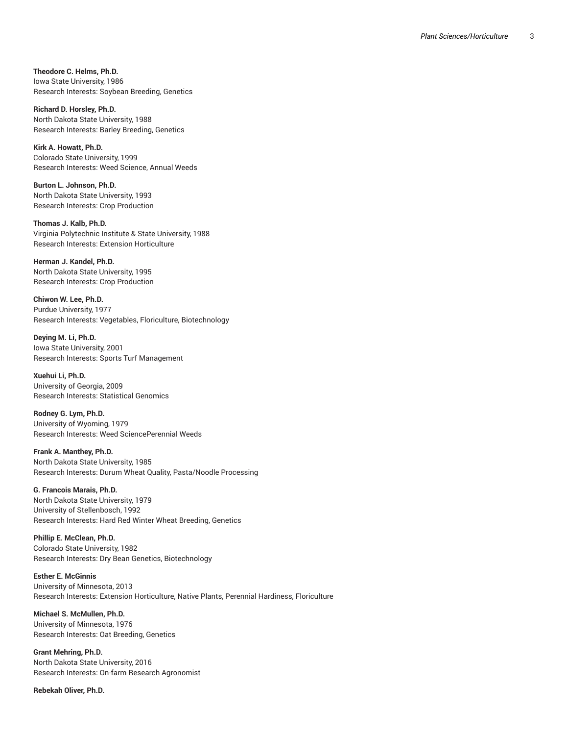**Theodore C. Helms, Ph.D.**
Iowa State University, 1986
Research Interests: Soybean Breeding, Genetics

**Richard D. Horsley, Ph.D.**
North Dakota State University, 1988
Research Interests: Barley Breeding, Genetics

**Kirk A. Howatt, Ph.D.**
Colorado State University, 1999
Research Interests: Weed Science, Annual Weeds

**Burton L. Johnson, Ph.D.**
North Dakota State University, 1993
Research Interests: Crop Production

**Thomas J. Kalb, Ph.D.**
Virginia Polytechnic Institute & State University, 1988
Research Interests: Extension Horticulture

**Herman J. Kandel, Ph.D.**
North Dakota State University, 1995
Research Interests: Crop Production

**Chiwon W. Lee, Ph.D.**
Purdue University, 1977
Research Interests: Vegetables, Floriculture, Biotechnology

**Deying M. Li, Ph.D.**
Iowa State University, 2001
Research Interests: Sports Turf Management

**Xuehui Li, Ph.D.**
University of Georgia, 2009
Research Interests: Statistical Genomics

**Rodney G. Lym, Ph.D.**
University of Wyoming, 1979
Research Interests: Weed SciencePerennial Weeds

**Frank A. Manthey, Ph.D.**
North Dakota State University, 1985
Research Interests: Durum Wheat Quality, Pasta/Noodle Processing

**G. Francois Marais, Ph.D.**
North Dakota State University, 1979
University of Stellenbosch, 1992
Research Interests: Hard Red Winter Wheat Breeding, Genetics

**Phillip E. McClean, Ph.D.**
Colorado State University, 1982
Research Interests: Dry Bean Genetics, Biotechnology

**Esther E. McGinnis**
University of Minnesota, 2013
Research Interests: Extension Horticulture, Native Plants, Perennial Hardiness, Floriculture

**Michael S. McMullen, Ph.D.**
University of Minnesota, 1976
Research Interests: Oat Breeding, Genetics

**Grant Mehring, Ph.D.**
North Dakota State University, 2016
Research Interests: On-farm Research Agronomist

**Rebekah Oliver, Ph.D.**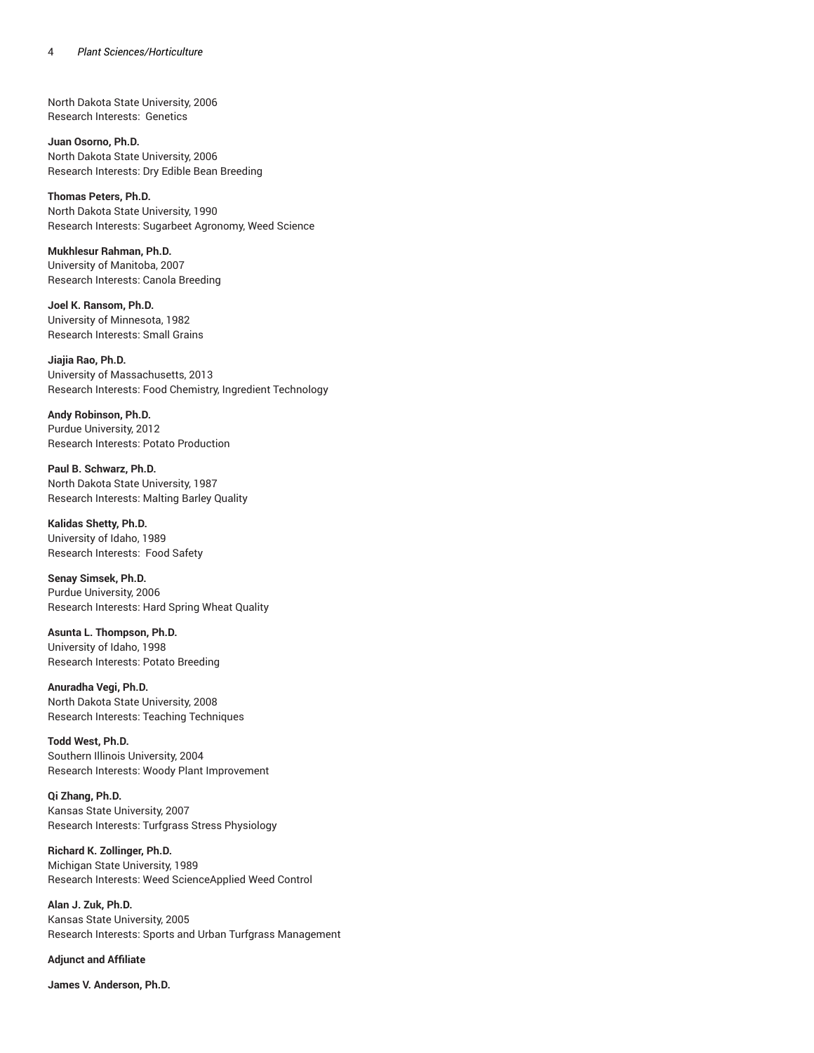North Dakota State University, 2006
Research Interests:  Genetics

**Juan Osorno, Ph.D.**
North Dakota State University, 2006
Research Interests: Dry Edible Bean Breeding

**Thomas Peters, Ph.D.**
North Dakota State University, 1990
Research Interests: Sugarbeet Agronomy, Weed Science

**Mukhlesur Rahman, Ph.D.**
University of Manitoba, 2007
Research Interests: Canola Breeding

**Joel K. Ransom, Ph.D.**
University of Minnesota, 1982
Research Interests: Small Grains

**Jiajia Rao, Ph.D.**
University of Massachusetts, 2013
Research Interests: Food Chemistry, Ingredient Technology

**Andy Robinson, Ph.D.**
Purdue University, 2012
Research Interests: Potato Production

**Paul B. Schwarz, Ph.D.**
North Dakota State University, 1987
Research Interests: Malting Barley Quality

**Kalidas Shetty, Ph.D.**
University of Idaho, 1989
Research Interests:  Food Safety

**Senay Simsek, Ph.D.**
Purdue University, 2006
Research Interests: Hard Spring Wheat Quality

**Asunta L. Thompson, Ph.D.**
University of Idaho, 1998
Research Interests: Potato Breeding

**Anuradha Vegi, Ph.D.**
North Dakota State University, 2008
Research Interests: Teaching Techniques

**Todd West, Ph.D.**
Southern Illinois University, 2004
Research Interests: Woody Plant Improvement

**Qi Zhang, Ph.D.**
Kansas State University, 2007
Research Interests: Turfgrass Stress Physiology

**Richard K. Zollinger, Ph.D.**
Michigan State University, 1989
Research Interests: Weed ScienceApplied Weed Control

**Alan J. Zuk, Ph.D.**
Kansas State University, 2005
Research Interests: Sports and Urban Turfgrass Management

**Adjunct and Affiliate**

**James V. Anderson, Ph.D.**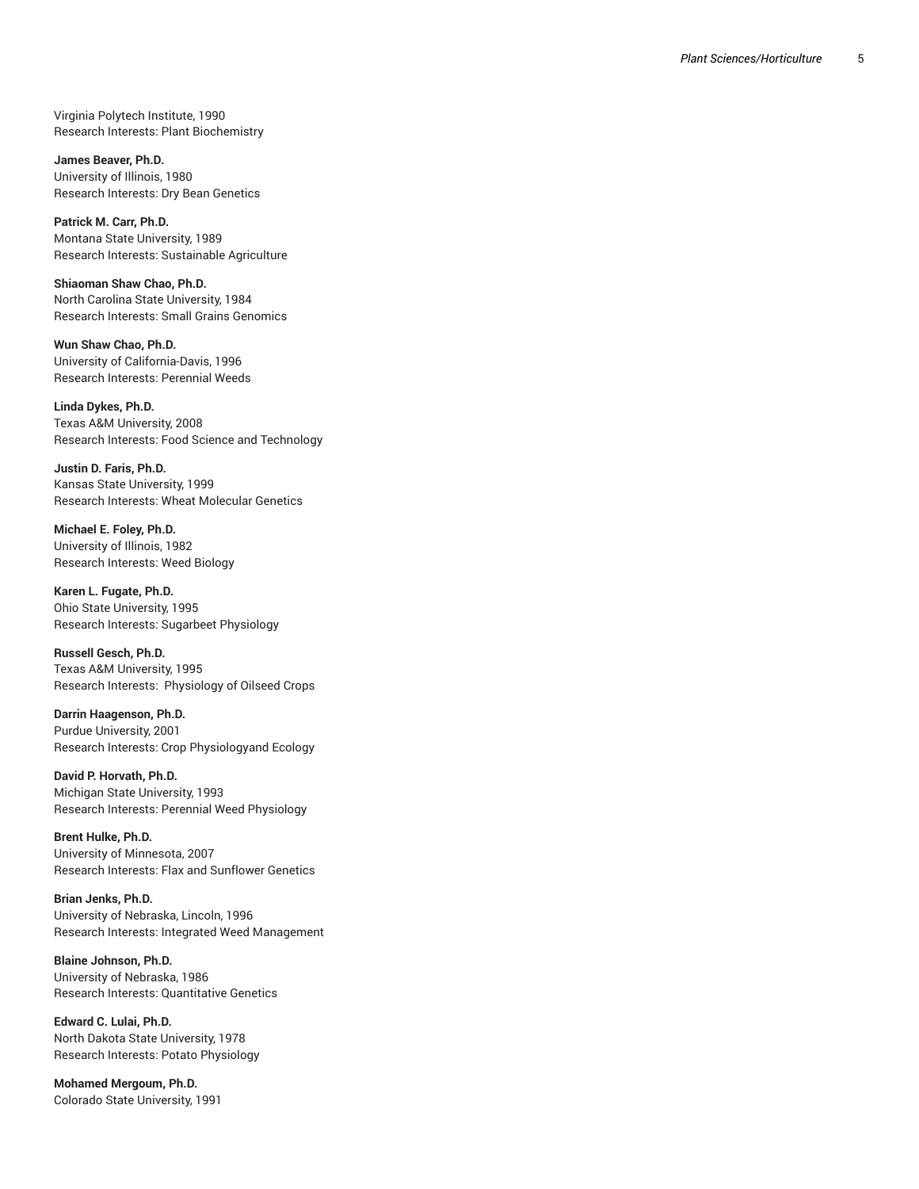Virginia Polytech Institute, 1990
Research Interests: Plant Biochemistry

**James Beaver, Ph.D.**
University of Illinois, 1980
Research Interests: Dry Bean Genetics

**Patrick M. Carr, Ph.D.**
Montana State University, 1989
Research Interests: Sustainable Agriculture

**Shiaoman Shaw Chao, Ph.D.**
North Carolina State University, 1984
Research Interests: Small Grains Genomics

**Wun Shaw Chao, Ph.D.**
University of California-Davis, 1996
Research Interests: Perennial Weeds

**Linda Dykes, Ph.D.**
Texas A&M University, 2008
Research Interests: Food Science and Technology

**Justin D. Faris, Ph.D.**
Kansas State University, 1999
Research Interests: Wheat Molecular Genetics

**Michael E. Foley, Ph.D.**
University of Illinois, 1982
Research Interests: Weed Biology

**Karen L. Fugate, Ph.D.**
Ohio State University, 1995
Research Interests: Sugarbeet Physiology

**Russell Gesch, Ph.D.**
Texas A&M University, 1995
Research Interests: Physiology of Oilseed Crops

**Darrin Haagenson, Ph.D.**
Purdue University, 2001
Research Interests: Crop Physiologyand Ecology

**David P. Horvath, Ph.D.**
Michigan State University, 1993
Research Interests: Perennial Weed Physiology

**Brent Hulke, Ph.D.**
University of Minnesota, 2007
Research Interests: Flax and Sunflower Genetics

**Brian Jenks, Ph.D.**
University of Nebraska, Lincoln, 1996
Research Interests: Integrated Weed Management

**Blaine Johnson, Ph.D.**
University of Nebraska, 1986
Research Interests: Quantitative Genetics

**Edward C. Lulai, Ph.D.**
North Dakota State University, 1978
Research Interests: Potato Physiology

**Mohamed Mergoum, Ph.D.**
Colorado State University, 1991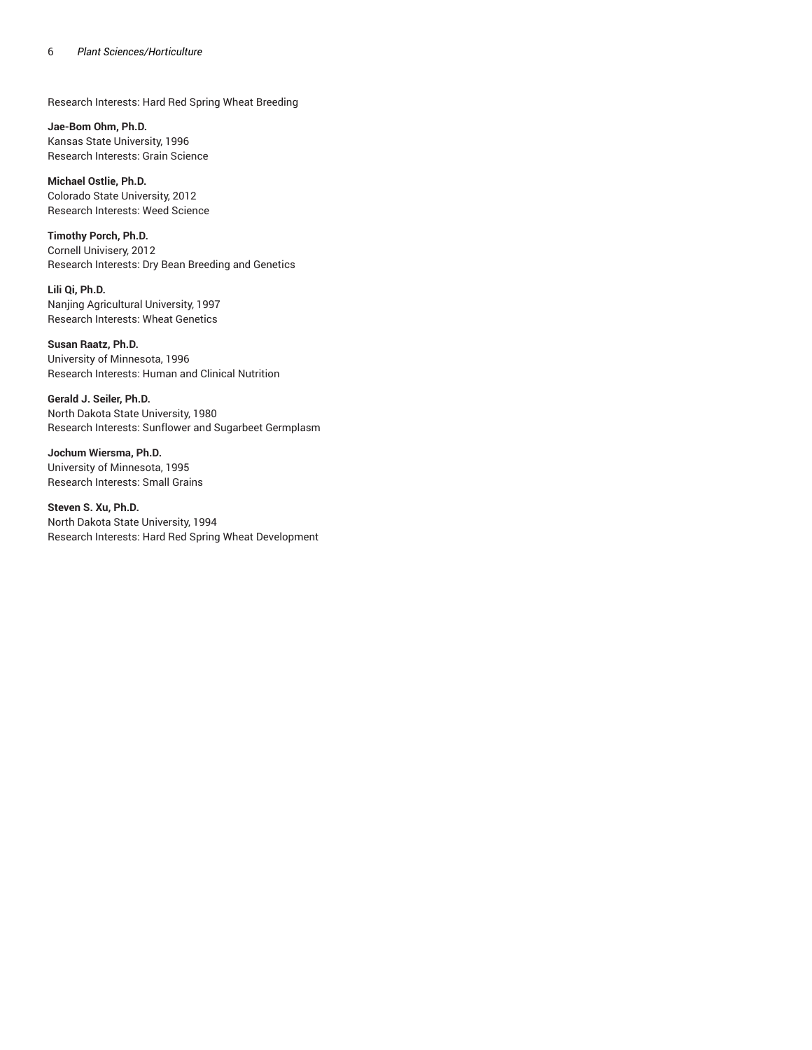Research Interests: Hard Red Spring Wheat Breeding

**Jae-Bom Ohm, Ph.D.**
Kansas State University, 1996
Research Interests: Grain Science

**Michael Ostlie, Ph.D.**
Colorado State University, 2012
Research Interests: Weed Science

**Timothy Porch, Ph.D.**
Cornell Univisery, 2012
Research Interests: Dry Bean Breeding and Genetics

**Lili Qi, Ph.D.**
Nanjing Agricultural University, 1997
Research Interests: Wheat Genetics

**Susan Raatz, Ph.D.**
University of Minnesota, 1996
Research Interests: Human and Clinical Nutrition

**Gerald J. Seiler, Ph.D.**
North Dakota State University, 1980
Research Interests: Sunflower and Sugarbeet Germplasm

**Jochum Wiersma, Ph.D.**
University of Minnesota, 1995
Research Interests: Small Grains

**Steven S. Xu, Ph.D.**
North Dakota State University, 1994
Research Interests: Hard Red Spring Wheat Development